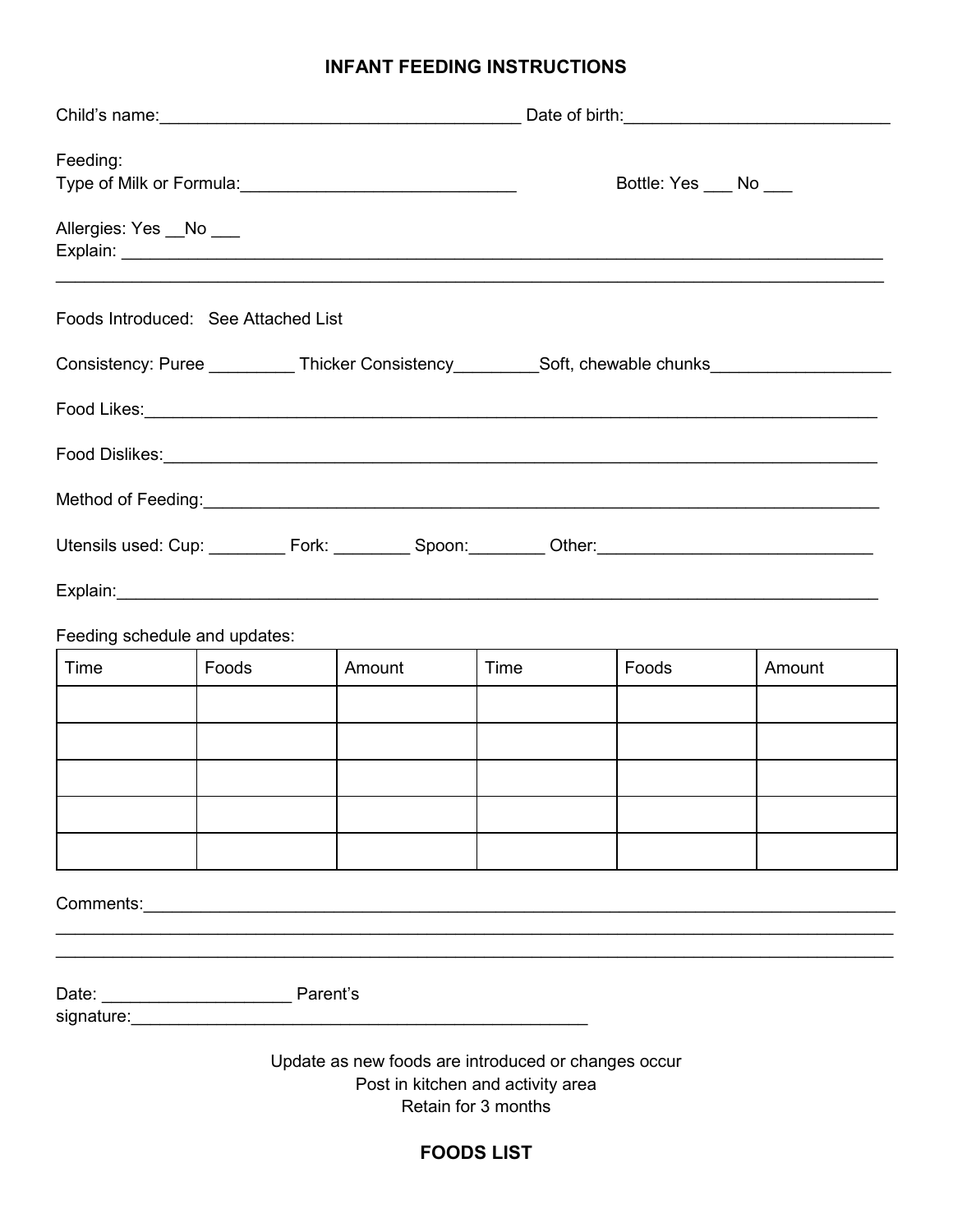# INFANT FEEDING INSTRUCTIONS

Child's name:______________________________________ Date of birth:___________________________

Feeding:
Type of Milk or Formula:_____________________________ Bottle: Yes ___ No ___

Allergies: Yes __No ___
Explain: ________________________________________________________________________________
_____________________________________________________________________________________

Foods Introduced: See Attached List

Consistency: Puree _________ Thicker Consistency_________Soft, chewable chunks___________________

Food Likes:_______________________________________________________________________________

Food Dislikes:_____________________________________________________________________________

Method of Feeding:_________________________________________________________________________

Utensils used: Cup: ________ Fork: ________ Spoon:________ Other:_____________________________

Explain:__________________________________________________________________________________

Feeding schedule and updates:

| Time | Foods | Amount | Time | Foods | Amount |
| --- | --- | --- | --- | --- | --- |
| | | | | | |
| | | | | | |
| | | | | | |
| | | | | | |
| | | | | | |

Comments:________________________________________________________________________________
_____________________________________________________________________________________
_____________________________________________________________________________________

Date: ____________________ Parent's signature:__________________________________________________

Update as new foods are introduced or changes occur
Post in kitchen and activity area
Retain for 3 months

## FOODS LIST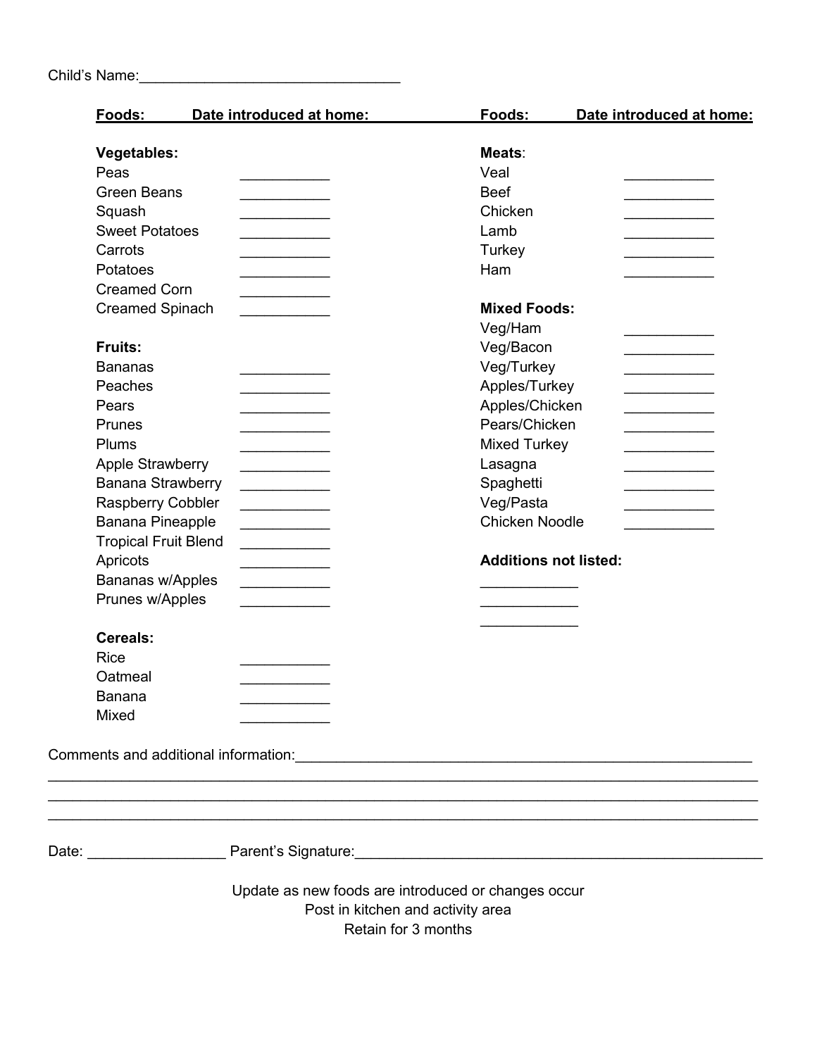Child's Name:________________________________

| Foods: | Date introduced at home: | Foods: | Date introduced at home: |
| --- | --- | --- | --- |
| **Vegetables:** | | **Meats:** | |
| Peas | ___________ | Veal | ___________ |
| Green Beans | ___________ | Beef | ___________ |
| Squash | ___________ | Chicken | ___________ |
| Sweet Potatoes | ___________ | Lamb | ___________ |
| Carrots | ___________ | Turkey | ___________ |
| Potatoes | ___________ | Ham | ___________ |
| Creamed Corn | ___________ | | |
| Creamed Spinach | ___________ | **Mixed Foods:** | |
| | | Veg/Ham | ___________ |
| **Fruits:** | | Veg/Bacon | ___________ |
| Bananas | ___________ | Veg/Turkey | ___________ |
| Peaches | ___________ | Apples/Turkey | ___________ |
| Pears | ___________ | Apples/Chicken | ___________ |
| Prunes | ___________ | Pears/Chicken | ___________ |
| Plums | ___________ | Mixed Turkey | ___________ |
| Apple Strawberry | ___________ | Lasagna | ___________ |
| Banana Strawberry | ___________ | Spaghetti | ___________ |
| Raspberry Cobbler | ___________ | Veg/Pasta | ___________ |
| Banana Pineapple | ___________ | Chicken Noodle | ___________ |
| Tropical Fruit Blend | ___________ | | |
| Apricots | ___________ | **Additions not listed:** | |
| Bananas w/Apples | ___________ | ____________ | |
| Prunes w/Apples | ___________ | ____________ | |
| | | ____________ | |
| **Cereals:** | | | |
| Rice | ___________ | | |
| Oatmeal | ___________ | | |
| Banana | ___________ | | |
| Mixed | ___________ | | |

Comments and additional information:__________________________________________________________

_____________________________________________________________________________________

_____________________________________________________________________________________

_____________________________________________________________________________________

Date: _________________ Parent's Signature:_____________________________________________________

Update as new foods are introduced or changes occur

Post in kitchen and activity area

Retain for 3 months